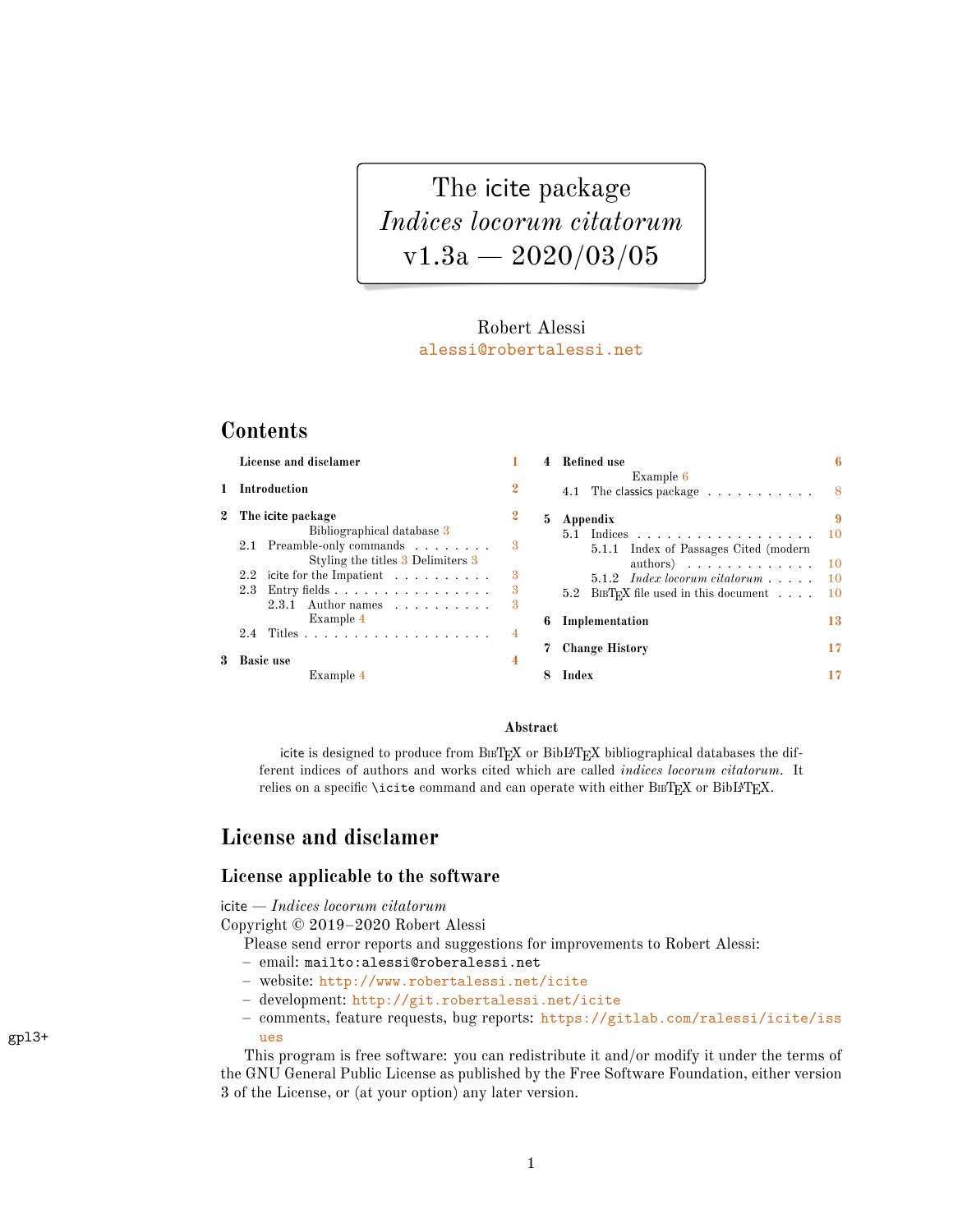# The icite package
# *Indices locorum citatorum*
# v1.3a — 2020/03/05

Robert Alessi
alessi@robertalessi.net

## Contents

- **License and disclamer** 1
- **1 Introduction** 2
- **2 The icite package** 2
  - Bibliographical database 3
  - 2.1 Preamble-only commands 3
    - Styling the titles 3 Delimiters 3
  - 2.2 icite for the Impatient 3
  - 2.3 Entry fields 3
    - 2.3.1 Author names 3
      - Example 4
  - 2.4 Titles 4
- **3 Basic use** 4
  - Example 4
- **4 Refined use** 6
  - Example 6
  - 4.1 The classics package 8
- **5 Appendix** 9
  - 5.1 Indices 10
    - 5.1.1 Index of Passages Cited (modern authors) 10
    - 5.1.2 *Index locorum citatorum* 10
  - 5.2 BibTeX file used in this document 10
- **6 Implementation** 13
- **7 Change History** 17
- **8 Index** 17

**Abstract**

icite is designed to produce from BibTeX or BibLaTeX bibliographical databases the different indices of authors and works cited which are called *indices locorum citatorum*. It relies on a specific \icite command and can operate with either BibTeX or BibLaTeX.

## License and disclamer

### License applicable to the software

icite — *Indices locorum citatorum*
Copyright © 2019–2020 Robert Alessi

Please send error reports and suggestions for improvements to Robert Alessi:

- email: mailto:alessi@roberalessi.net
- website: http://www.robertalessi.net/icite
- development: http://git.robertalessi.net/icite
- comments, feature requests, bug reports: https://gitlab.com/ralessi/icite/issues

gpl3+

This program is free software: you can redistribute it and/or modify it under the terms of the GNU General Public License as published by the Free Software Foundation, either version 3 of the License, or (at your option) any later version.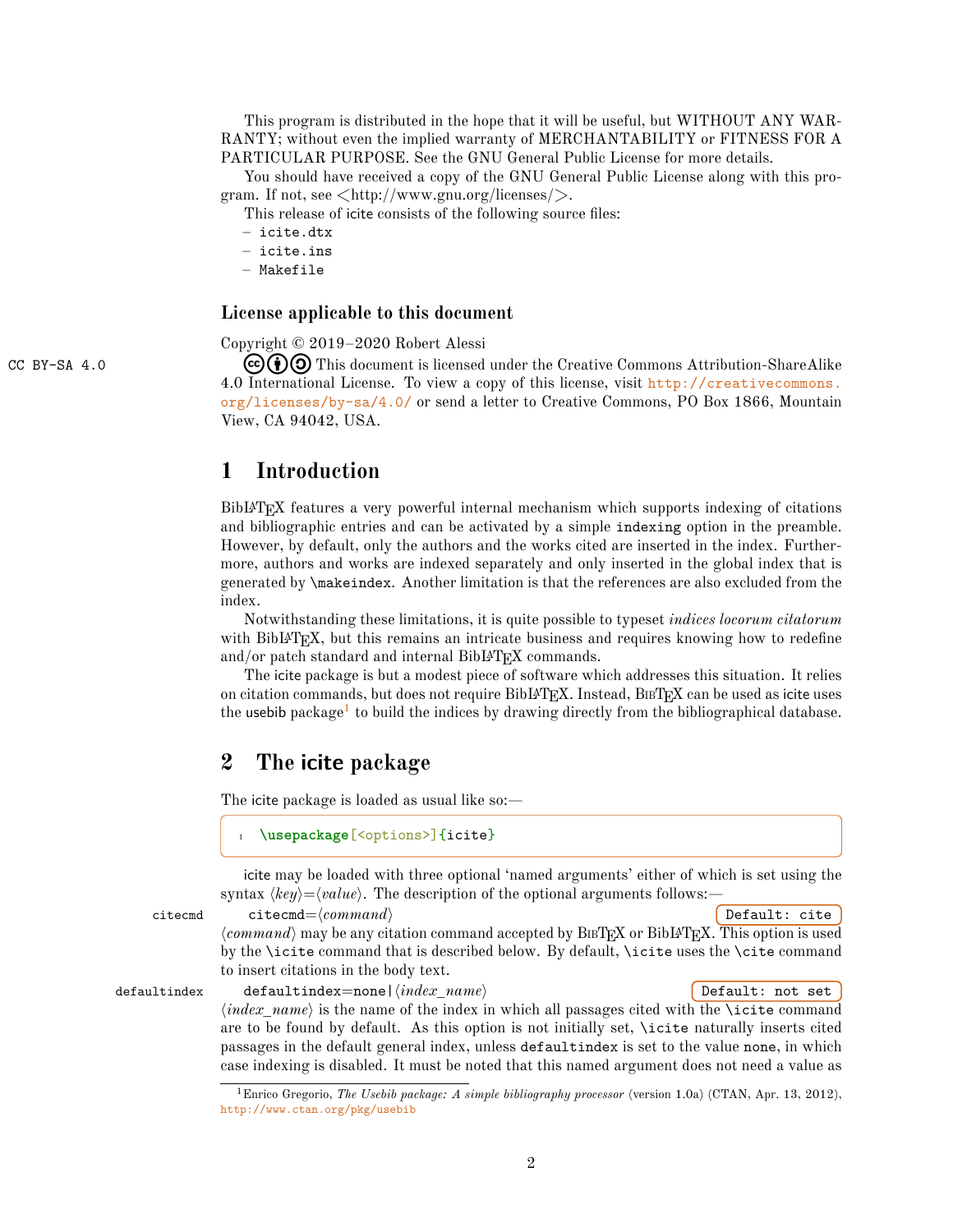This program is distributed in the hope that it will be useful, but WITHOUT ANY WARRANTY; without even the implied warranty of MERCHANTABILITY or FITNESS FOR A PARTICULAR PURPOSE. See the GNU General Public License for more details.

You should have received a copy of the GNU General Public License along with this program. If not, see <http://www.gnu.org/licenses/>.

This release of icite consists of the following source files:

- icite.dtx
- icite.ins
- Makefile

### License applicable to this document

Copyright © 2019–2020 Robert Alessi

CC BY-SA 4.0

This document is licensed under the Creative Commons Attribution-ShareAlike 4.0 International License. To view a copy of this license, visit http://creativecommons.org/licenses/by-sa/4.0/ or send a letter to Creative Commons, PO Box 1866, Mountain View, CA 94042, USA.

## 1 Introduction

BibLaTeX features a very powerful internal mechanism which supports indexing of citations and bibliographic entries and can be activated by a simple `indexing` option in the preamble. However, by default, only the authors and the works cited are inserted in the index. Furthermore, authors and works are indexed separately and only inserted in the global index that is generated by `\makeindex`. Another limitation is that the references are also excluded from the index.

Notwithstanding these limitations, it is quite possible to typeset *indices locorum citatorum* with BibLaTeX, but this remains an intricate business and requires knowing how to redefine and/or patch standard and internal BibLaTeX commands.

The icite package is but a modest piece of software which addresses this situation. It relies on citation commands, but does not require BibLaTeX. Instead, BibTeX can be used as icite uses the usebib package[1] to build the indices by drawing directly from the bibliographical database.

## 2 The icite package

The icite package is loaded as usual like so:—

```
1  \usepackage[<options>]{icite}
```

icite may be loaded with three optional 'named arguments' either of which is set using the syntax ⟨*key*⟩=⟨*value*⟩. The description of the optional arguments follows:—

citecmd

`citecmd=`⟨*command*⟩ — Default: cite

⟨*command*⟩ may be any citation command accepted by BibTeX or BibLaTeX. This option is used by the `\icite` command that is described below. By default, `\icite` uses the `\cite` command to insert citations in the body text.

defaultindex

`defaultindex=none|`⟨*index_name*⟩ — Default: not set

⟨*index_name*⟩ is the name of the index in which all passages cited with the `\icite` command are to be found by default. As this option is not initially set, `\icite` naturally inserts cited passages in the default general index, unless `defaultindex` is set to the value `none`, in which case indexing is disabled. It must be noted that this named argument does not need a value as

[1] Enrico Gregorio, *The Usebib package: A simple bibliography processor* (version 1.0a) (CTAN, Apr. 13, 2012), http://www.ctan.org/pkg/usebib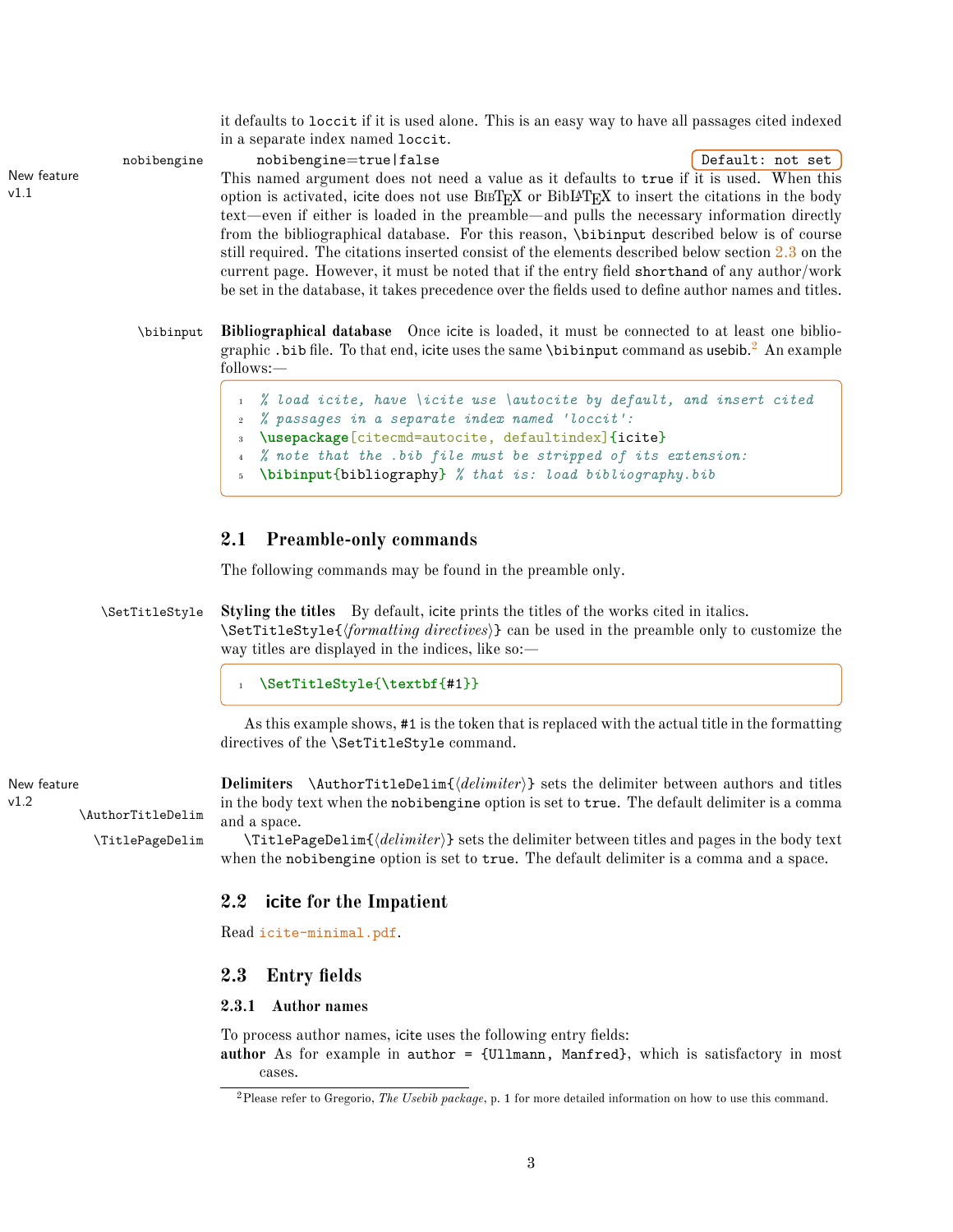it defaults to `loccit` if it is used alone. This is an easy way to have all passages cited indexed in a separate index named `loccit`.

`nobibengine` — New feature v1.1

`nobibengine=true|false` Default: not set

This named argument does not need a value as it defaults to `true` if it is used. When this option is activated, icite does not use BibTeX or BibLaTeX to insert the citations in the body text—even if either is loaded in the preamble—and pulls the necessary information directly from the bibliographical database. For this reason, `\bibinput` described below is of course still required. The citations inserted consist of the elements described below section 2.3 on the current page. However, it must be noted that if the entry field `shorthand` of any author/work be set in the database, it takes precedence over the fields used to define author names and titles.

`\bibinput`

**Bibliographical database** Once icite is loaded, it must be connected to at least one bibliographic `.bib` file. To that end, icite uses the same `\bibinput` command as usebib.[2] An example follows:—

```
% load icite, have \icite use \autocite by default, and insert cited
% passages in a separate index named 'loccit':
\usepackage[citecmd=autocite, defaultindex]{icite}
% note that the .bib file must be stripped of its extension:
\bibinput{bibliography} % that is: load bibliography.bib
```

## 2.1 Preamble-only commands

The following commands may be found in the preamble only.

`\SetTitleStyle`

**Styling the titles** By default, icite prints the titles of the works cited in italics. `\SetTitleStyle{⟨formatting directives⟩}` can be used in the preamble only to customize the way titles are displayed in the indices, like so:—

```
\SetTitleStyle{\textbf{#1}}
```

As this example shows, `#1` is the token that is replaced with the actual title in the formatting directives of the `\SetTitleStyle` command.

New feature v1.2

`\AuthorTitleDelim`

**Delimiters** `\AuthorTitleDelim{⟨delimiter⟩}` sets the delimiter between authors and titles in the body text when the `nobibengine` option is set to `true`. The default delimiter is a comma and a space.

`\TitlePageDelim`

`\TitlePageDelim{⟨delimiter⟩}` sets the delimiter between titles and pages in the body text when the `nobibengine` option is set to `true`. The default delimiter is a comma and a space.

## 2.2 icite for the Impatient

Read icite-minimal.pdf.

## 2.3 Entry fields

### 2.3.1 Author names

To process author names, icite uses the following entry fields:

**author** As for example in `author = {Ullmann, Manfred}`, which is satisfactory in most cases.

---

[2] Please refer to Gregorio, *The Usebib package*, p. 1 for more detailed information on how to use this command.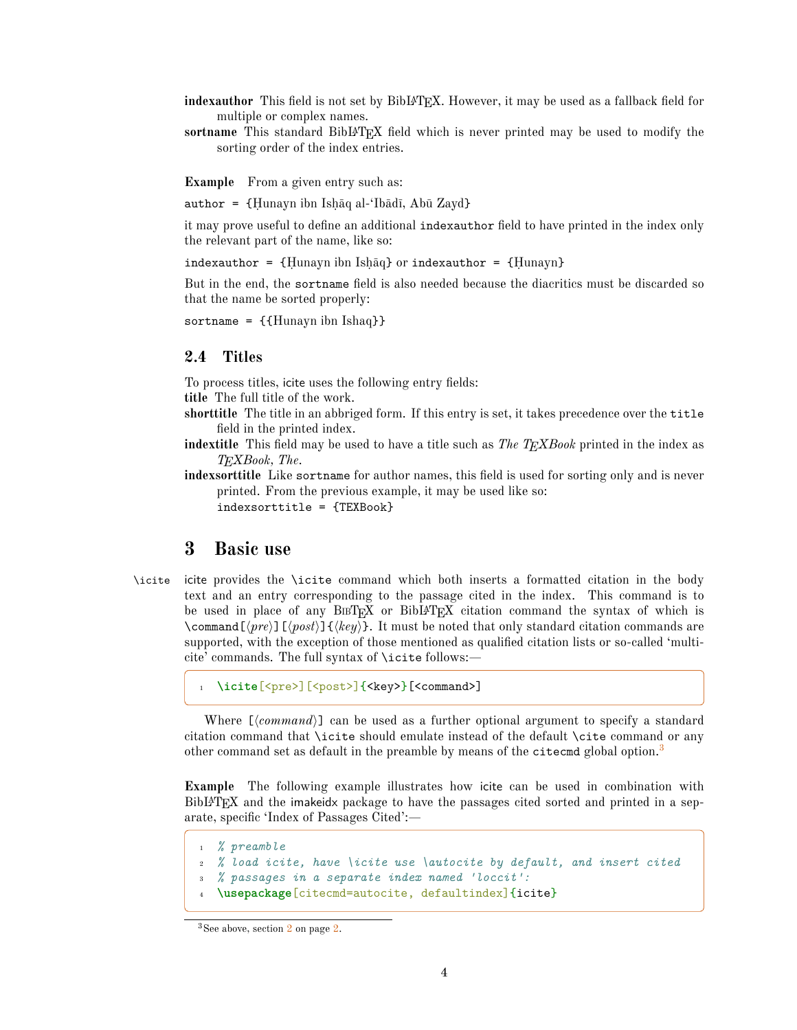**indexauthor** This field is not set by BibLaTeX. However, it may be used as a fallback field for multiple or complex names.

**sortname** This standard BibLaTeX field which is never printed may be used to modify the sorting order of the index entries.

**Example** From a given entry such as:

`author = {Ḥunayn ibn Isḥāq al-ʿIbādī, Abū Zayd}`

it may prove useful to define an additional `indexauthor` field to have printed in the index only the relevant part of the name, like so:

`indexauthor = {Ḥunayn ibn Isḥāq}` or `indexauthor = {Ḥunayn}`

But in the end, the `sortname` field is also needed because the diacritics must be discarded so that the name be sorted properly:

`sortname = {{Hunayn ibn Ishaq}}`

### 2.4 Titles

To process titles, icite uses the following entry fields:

**title** The full title of the work.

**shorttitle** The title in an abbriged form. If this entry is set, it takes precedence over the `title` field in the printed index.

**indextitle** This field may be used to have a title such as *The TEXBook* printed in the index as *TEXBook, The*.

**indexsorttitle** Like `sortname` for author names, this field is used for sorting only and is never printed. From the previous example, it may be used like so:
`indexsorttitle = {TEXBook}`

## 3 Basic use

`\icite` icite provides the `\icite` command which both inserts a formatted citation in the body text and an entry corresponding to the passage cited in the index. This command is to be used in place of any BibTeX or BibLaTeX citation command the syntax of which is `\command[⟨pre⟩][⟨post⟩]{⟨key⟩}`. It must be noted that only standard citation commands are supported, with the exception of those mentioned as qualified citation lists or so-called 'multi-cite' commands. The full syntax of `\icite` follows:—

```
\icite[<pre>][<post>]{<key>}[<command>]
```

Where `[⟨command⟩]` can be used as a further optional argument to specify a standard citation command that `\icite` should emulate instead of the default `\cite` command or any other command set as default in the preamble by means of the `citecmd` global option.[3]

**Example** The following example illustrates how icite can be used in combination with BibLaTeX and the imakeidx package to have the passages cited sorted and printed in a separate, specific 'Index of Passages Cited':—

```
% preamble
% load icite, have \icite use \autocite by default, and insert cited
% passages in a separate index named 'loccit':
\usepackage[citecmd=autocite, defaultindex]{icite}
```

[3] See above, section 2 on page 2.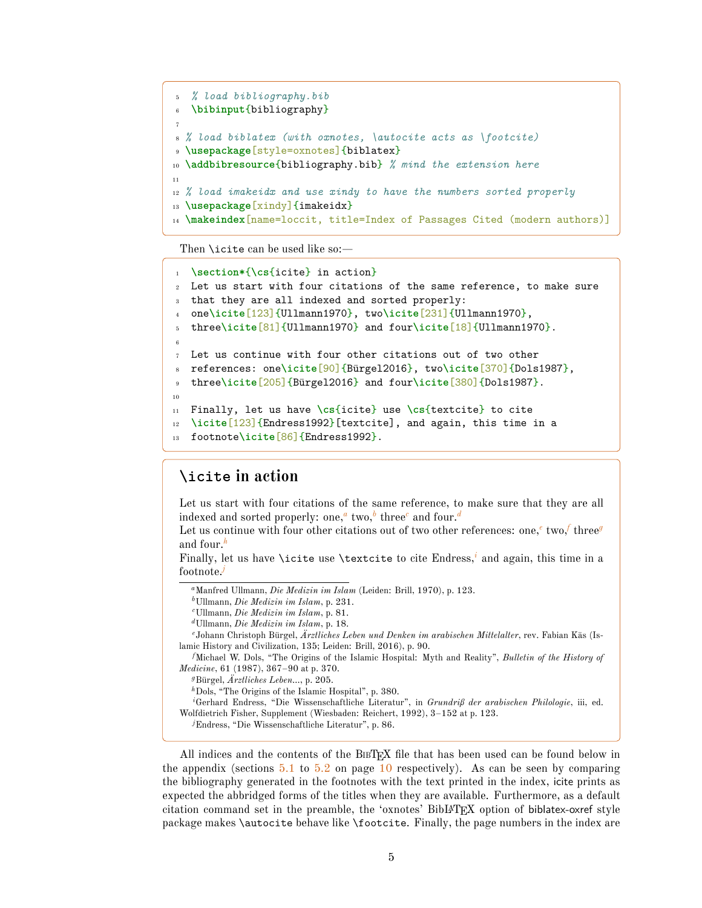```latex
% load bibliography.bib
\bibinput{bibliography}

% load biblatex (with oxnotes, \autocite acts as \footcite)
\usepackage[style=oxnotes]{biblatex}
\addbibresource{bibliography.bib} % mind the extension here

% load imakeidx and use xindy to have the numbers sorted properly
\usepackage[xindy]{imakeidx}
\makeindex[name=loccit, title=Index of Passages Cited (modern authors)]
```

Then `\icite` can be used like so:—

```latex
\section*{\cs{icite} in action}
Let us start with four citations of the same reference, to make sure
that they are all indexed and sorted properly:
one\icite[123]{Ullmann1970}, two\icite[231]{Ullmann1970},
three\icite[81]{Ullmann1970} and four\icite[18]{Ullmann1970}.

Let us continue with four other citations out of two other
references: one\icite[90]{Bürgel2016}, two\icite[370]{Dols1987},
three\icite[205]{Bürgel2016} and four\icite[380]{Dols1987}.

Finally, let us have \cs{icite} use \cs{textcite} to cite
\icite[123]{Endress1992}[textcite], and again, this time in a
footnote\icite[86]{Endress1992}.
```

## `\icite` in action

Let us start with four citations of the same reference, to make sure that they are all indexed and sorted properly: one,[a] two,[b] three[c] and four.[d]
Let us continue with four other citations out of two other references: one,[e] two,[f] three[g] and four.[h]
Finally, let us have `\icite` use `\textcite` to cite Endress,[i] and again, this time in a footnote.[j]

[a] Manfred Ullmann, *Die Medizin im Islam* (Leiden: Brill, 1970), p. 123.
[b] Ullmann, *Die Medizin im Islam*, p. 231.
[c] Ullmann, *Die Medizin im Islam*, p. 81.
[d] Ullmann, *Die Medizin im Islam*, p. 18.
[e] Johann Christoph Bürgel, *Ärztliches Leben und Denken im arabischen Mittelalter*, rev. Fabian Käs (Islamic History and Civilization, 135; Leiden: Brill, 2016), p. 90.
[f] Michael W. Dols, "The Origins of the Islamic Hospital: Myth and Reality", *Bulletin of the History of Medicine*, 61 (1987), 367–90 at p. 370.
[g] Bürgel, *Ärztliches Leben...*, p. 205.
[h] Dols, "The Origins of the Islamic Hospital", p. 380.
[i] Gerhard Endress, "Die Wissenschaftliche Literatur", in *Grundriß der arabischen Philologie*, iii, ed. Wolfdietrich Fisher, Supplement (Wiesbaden: Reichert, 1992), 3–152 at p. 123.
[j] Endress, "Die Wissenschaftliche Literatur", p. 86.

All indices and the contents of the BibTeX file that has been used can be found below in the appendix (sections 5.1 to 5.2 on page 10 respectively). As can be seen by comparing the bibliography generated in the footnotes with the text printed in the index, icite prints as expected the abbridged forms of the titles when they are available. Furthermore, as a default citation command set in the preamble, the 'oxnotes' BibLaTeX option of biblatex-oxref style package makes `\autocite` behave like `\footcite`. Finally, the page numbers in the index are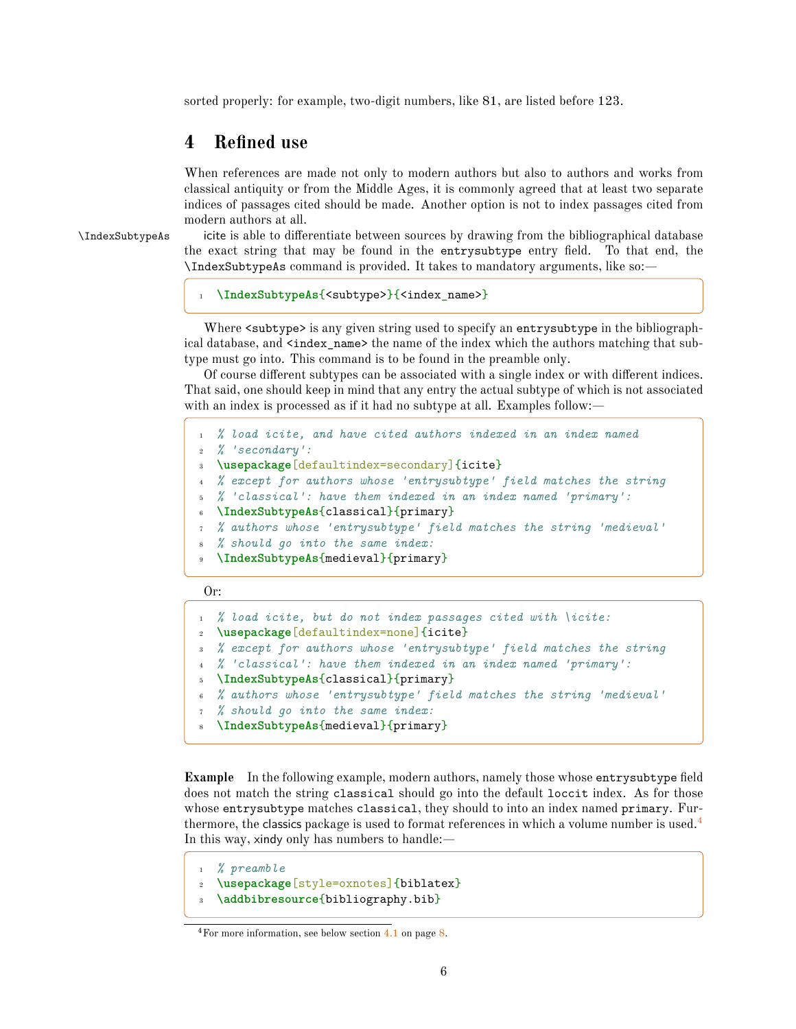sorted properly: for example, two-digit numbers, like 81, are listed before 123.

## 4 Refined use

When references are made not only to modern authors but also to authors and works from classical antiquity or from the Middle Ages, it is commonly agreed that at least two separate indices of passages cited should be made. Another option is not to index passages cited from modern authors at all.

\IndexSubtypeAs

icite is able to differentiate between sources by drawing from the bibliographical database the exact string that may be found in the `entrysubtype` entry field. To that end, the `\IndexSubtypeAs` command is provided. It takes to mandatory arguments, like so:—

```
\IndexSubtypeAs{<subtype>}{<index_name>}
```

Where `<subtype>` is any given string used to specify an `entrysubtype` in the bibliographical database, and `<index_name>` the name of the index which the authors matching that subtype must go into. This command is to be found in the preamble only.

Of course different subtypes can be associated with a single index or with different indices. That said, one should keep in mind that any entry the actual subtype of which is not associated with an index is processed as if it had no subtype at all. Examples follow:—

```
% load icite, and have cited authors indexed in an index named
% 'secondary':
\usepackage[defaultindex=secondary]{icite}
% except for authors whose 'entrysubtype' field matches the string
% 'classical': have them indexed in an index named 'primary':
\IndexSubtypeAs{classical}{primary}
% authors whose 'entrysubtype' field matches the string 'medieval'
% should go into the same index:
\IndexSubtypeAs{medieval}{primary}
```

Or:

```
% load icite, but do not index passages cited with \icite:
\usepackage[defaultindex=none]{icite}
% except for authors whose 'entrysubtype' field matches the string
% 'classical': have them indexed in an index named 'primary':
\IndexSubtypeAs{classical}{primary}
% authors whose 'entrysubtype' field matches the string 'medieval'
% should go into the same index:
\IndexSubtypeAs{medieval}{primary}
```

**Example** In the following example, modern authors, namely those whose `entrysubtype` field does not match the string `classical` should go into the default `loccit` index. As for those whose `entrysubtype` matches `classical`, they should to into an index named `primary`. Furthermore, the classics package is used to format references in which a volume number is used.[4] In this way, xindy only has numbers to handle:—

```
% preamble
\usepackage[style=oxnotes]{biblatex}
\addbibresource{bibliography.bib}
```

[4] For more information, see below section 4.1 on page 8.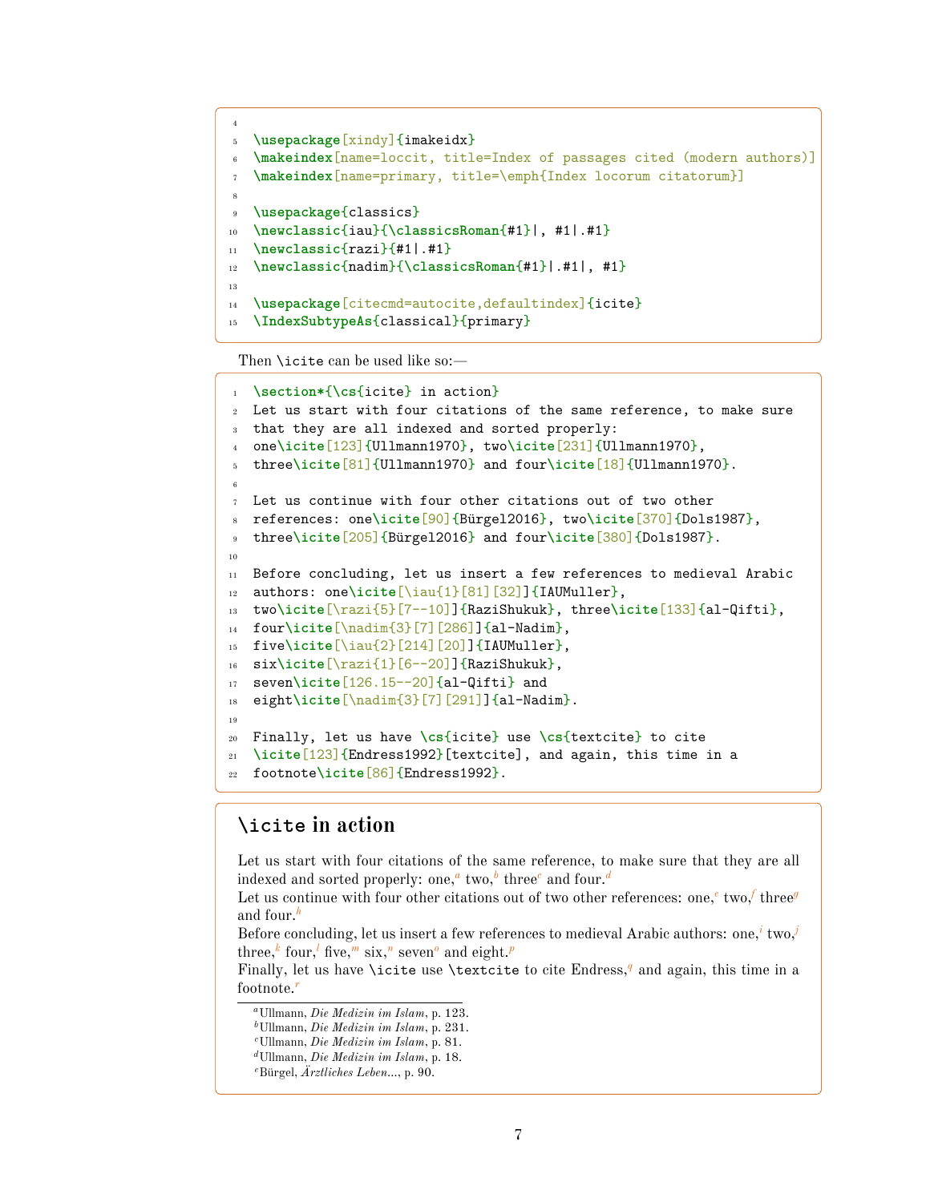```
4
5 \usepackage[xindy]{imakeidx}
6 \makeindex[name=loccit, title=Index of passages cited (modern authors)]
7 \makeindex[name=primary, title=\emph{Index locorum citatorum}]
8
9 \usepackage{classics}
10 \newclassic{iau}{\classicsRoman{#1}|, #1|.#1}
11 \newclassic{razi}{#1|.#1}
12 \newclassic{nadim}{\classicsRoman{#1}|.#1|, #1}
13
14 \usepackage[citecmd=autocite,defaultindex]{icite}
15 \IndexSubtypeAs{classical}{primary}
```

Then \icite can be used like so:—

```
1 \section*{\cs{icite} in action}
2 Let us start with four citations of the same reference, to make sure
3 that they are all indexed and sorted properly:
4 one\icite[123]{Ullmann1970}, two\icite[231]{Ullmann1970},
5 three\icite[81]{Ullmann1970} and four\icite[18]{Ullmann1970}.
6
7 Let us continue with four other citations out of two other
8 references: one\icite[90]{Bürgel2016}, two\icite[370]{Dols1987},
9 three\icite[205]{Bürgel2016} and four\icite[380]{Dols1987}.
10
11 Before concluding, let us insert a few references to medieval Arabic
12 authors: one\icite[\iau{1}[81][32]]{IAUMuller},
13 two\icite[\razi{5}[7--10]]{RaziShukuk}, three\icite[133]{al-Qifti},
14 four\icite[\nadim{3}[7][286]]{al-Nadim},
15 five\icite[\iau{2}[214][20]]{IAUMuller},
16 six\icite[\razi{1}[6--20]]{RaziShukuk},
17 seven\icite[126.15--20]{al-Qifti} and
18 eight\icite[\nadim{3}[7][291]]{al-Nadim}.
19
20 Finally, let us have \cs{icite} use \cs{textcite} to cite
21 \icite[123]{Endress1992}[textcite], and again, this time in a
22 footnote\icite[86]{Endress1992}.
```

## \icite in action

Let us start with four citations of the same reference, to make sure that they are all indexed and sorted properly: one,[a] two,[b] three[c] and four.[d]
Let us continue with four other citations out of two other references: one,[e] two,[f] three[g] and four.[h]
Before concluding, let us insert a few references to medieval Arabic authors: one,[i] two,[j] three,[k] four,[l] five,[m] six,[n] seven[o] and eight.[p]
Finally, let us have \icite use \textcite to cite Endress,[q] and again, this time in a footnote.[r]

[a] Ullmann, *Die Medizin im Islam*, p. 123.
[b] Ullmann, *Die Medizin im Islam*, p. 231.
[c] Ullmann, *Die Medizin im Islam*, p. 81.
[d] Ullmann, *Die Medizin im Islam*, p. 18.
[e] Bürgel, *Ärztliches Leben...*, p. 90.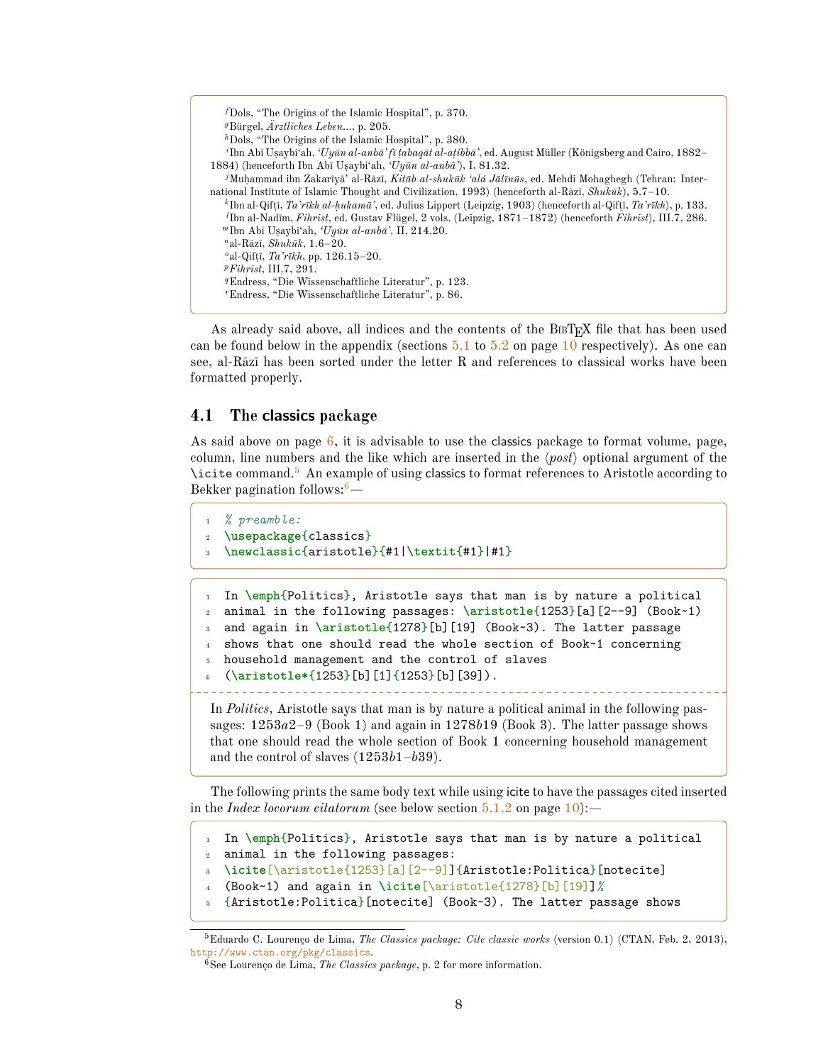[f] Dols, "The Origins of the Islamic Hospital", p. 370.
[g] Bürgel, *Ärztliches Leben...*, p. 205.
[h] Dols, "The Origins of the Islamic Hospital", p. 380.
[i] Ibn Abī Uṣaybi'ah, *'Uyūn al-anbā' fī ṭabaqāt al-aṭibbā'*, ed. August Müller (Königsberg and Cairo, 1882–1884) (henceforth Ibn Abī Uṣaybi'ah, *'Uyūn al-anbā'*), I, 81.32.
[j] Muḥammad ibn Zakarīyā' al-Rāzī, *Kitāb al-shukūk 'alá Jālīnūs*, ed. Mehdi Mohaghegh (Tehran: International Institute of Islamic Thought and Civilization, 1993) (henceforth al-Rāzī, *Shukūk*), 5.7–10.
[k] Ibn al-Qifṭī, *Ta'rīkh al-ḥukamā'*, ed. Julius Lippert (Leipzig, 1903) (henceforth al-Qifṭī, *Ta'rīkh*), p. 133.
[l] Ibn al-Nadīm, *Fihrist*, ed. Gustav Flügel, 2 vols. (Leipzig, 1871–1872) (henceforth *Fihrist*), III.7, 286.
[m] Ibn Abī Uṣaybi'ah, *'Uyūn al-anbā'*, II, 214.20.
[n] al-Rāzī, *Shukūk*, 1.6–20.
[o] al-Qifṭī, *Ta'rīkh*, pp. 126.15–20.
[p] *Fihrist*, III.7, 291.
[q] Endress, "Die Wissenschaftliche Literatur", p. 123.
[r] Endress, "Die Wissenschaftliche Literatur", p. 86.

As already said above, all indices and the contents of the BibTeX file that has been used can be found below in the appendix (sections 5.1 to 5.2 on page 10 respectively). As one can see, al-Rāzī has been sorted under the letter R and references to classical works have been formatted properly.

## 4.1 The classics package

As said above on page 6, it is advisable to use the classics package to format volume, page, column, line numbers and the like which are inserted in the ⟨*post*⟩ optional argument of the `\icite` command.[5] An example of using classics to format references to Aristotle according to Bekker pagination follows:[6]—

```
% preamble:
\usepackage{classics}
\newclassic{aristotle}{#1|\textit{#1}|#1}
```

```
In \emph{Politics}, Aristotle says that man is by nature a political
animal in the following passages: \aristotle{1253}[a][2--9] (Book~1)
and again in \aristotle{1278}[b][19] (Book~3). The latter passage
shows that one should read the whole section of Book~1 concerning
household management and the control of slaves
(\aristotle*{1253}[b][1]{1253}[b][39]).
```

In *Politics*, Aristotle says that man is by nature a political animal in the following passages: 1253*a*2–9 (Book 1) and again in 1278*b*19 (Book 3). The latter passage shows that one should read the whole section of Book 1 concerning household management and the control of slaves (1253*b*1–*b*39).

The following prints the same body text while using icite to have the passages cited inserted in the *Index locorum citatorum* (see below section 5.1.2 on page 10):—

```
In \emph{Politics}, Aristotle says that man is by nature a political
animal in the following passages:
\icite[\aristotle{1253}[a][2--9]]{Aristotle:Politica}[notecite]
(Book~1) and again in \icite[\aristotle{1278}[b][19]]%
{Aristotle:Politica}[notecite] (Book~3). The latter passage shows
```

[5] Eduardo C. Lourenço de Lima, *The Classics package: Cite classic works* (version 0.1) (CTAN, Feb. 2, 2013), http://www.ctan.org/pkg/classics.

[6] See Lourenço de Lima, *The Classics package*, p. 2 for more information.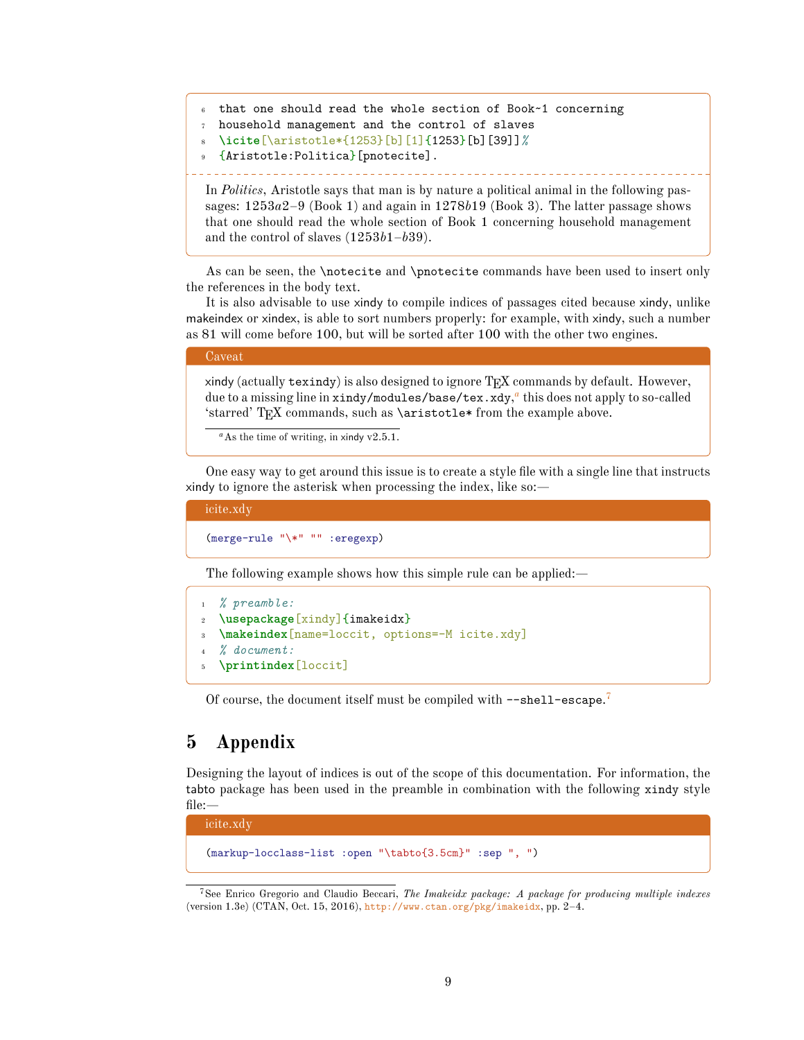```
that one should read the whole section of Book~1 concerning
household management and the control of slaves
\icite[\aristotle*{1253}[b][1]{1253}[b][39]]%
{Aristotle:Politica}[pnotecite].
```

In *Politics*, Aristotle says that man is by nature a political animal in the following passages: 1253*a*2–9 (Book 1) and again in 1278*b*19 (Book 3). The latter passage shows that one should read the whole section of Book 1 concerning household management and the control of slaves (1253*b*1–*b*39).

As can be seen, the `\notecite` and `\pnotecite` commands have been used to insert only the references in the body text.

It is also advisable to use xindy to compile indices of passages cited because xindy, unlike makeindex or xindex, is able to sort numbers properly: for example, with xindy, such a number as 81 will come before 100, but will be sorted after 100 with the other two engines.

**Caveat**

xindy (actually `texindy`) is also designed to ignore TEX commands by default. However, due to a missing line in `xindy/modules/base/tex.xdy`,[a] this does not apply to so-called 'starred' TEX commands, such as `\aristotle*` from the example above.

[a] As the time of writing, in xindy v2.5.1.

One easy way to get around this issue is to create a style file with a single line that instructs xindy to ignore the asterisk when processing the index, like so:—

**icite.xdy**

```
(merge-rule "\*" "" :eregexp)
```

The following example shows how this simple rule can be applied:—

```
% preamble:
\usepackage[xindy]{imakeidx}
\makeindex[name=loccit, options=-M icite.xdy]
% document:
\printindex[loccit]
```

Of course, the document itself must be compiled with `--shell-escape`.[7]

## 5 Appendix

Designing the layout of indices is out of the scope of this documentation. For information, the tabto package has been used in the preamble in combination with the following `xindy` style file:—

**icite.xdy**

```
(markup-locclass-list :open "\tabto{3.5cm}" :sep ", ")
```

[7] See Enrico Gregorio and Claudio Beccari, *The Imakeidx package: A package for producing multiple indexes* (version 1.3e) (CTAN, Oct. 15, 2016), http://www.ctan.org/pkg/imakeidx, pp. 2–4.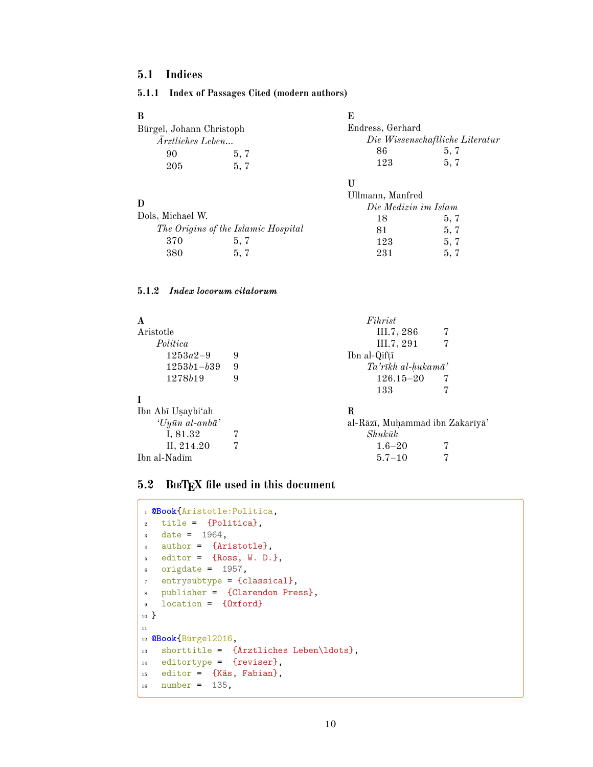## 5.1 Indices

### 5.1.1 Index of Passages Cited (modern authors)

**B**

Bürgel, Johann Christoph
*Ärztliches Leben...*
90 5, 7
205 5, 7

**D**

Dols, Michael W.
*The Origins of the Islamic Hospital*
370 5, 7
380 5, 7

**E**

Endress, Gerhard
*Die Wissenschaftliche Literatur*
86 5, 7
123 5, 7

**U**

Ullmann, Manfred
*Die Medizin im Islam*
18 5, 7
81 5, 7
123 5, 7
231 5, 7

### 5.1.2 *Index locorum citatorum*

**A**

Aristotle
*Politica*
1253*a*2–9 9
1253*b*1–*b*39 9
1278*b*19 9

**I**

Ibn Abī Uṣaybiʿah
*ʿUyūn al-anbāʾ*
I, 81.32 7
II, 214.20 7

Ibn al-Nadīm
*Fihrist*
III.7, 286 7
III.7, 291 7

Ibn al-Qifṭī
*Taʾrīkh al-ḥukamāʾ*
126.15–20 7
133 7

**R**

al-Rāzī, Muḥammad ibn Zakarīyāʾ
*Shukūk*
1.6–20 7
5.7–10 7

## 5.2 BibTeX file used in this document

```
@Book{Aristotle:Politica,
  title =  {Politica},
  date =  1964,
  author =  {Aristotle},
  editor =  {Ross, W. D.},
  origdate =  1957,
  entrysubtype = {classical},
  publisher =  {Clarendon Press},
  location =  {Oxford}
}

@Book{Bürgel2016,
  shorttitle =  {Ärztliches Leben\ldots},
  editortype =  {reviser},
  editor =  {Käs, Fabian},
  number =  135,
```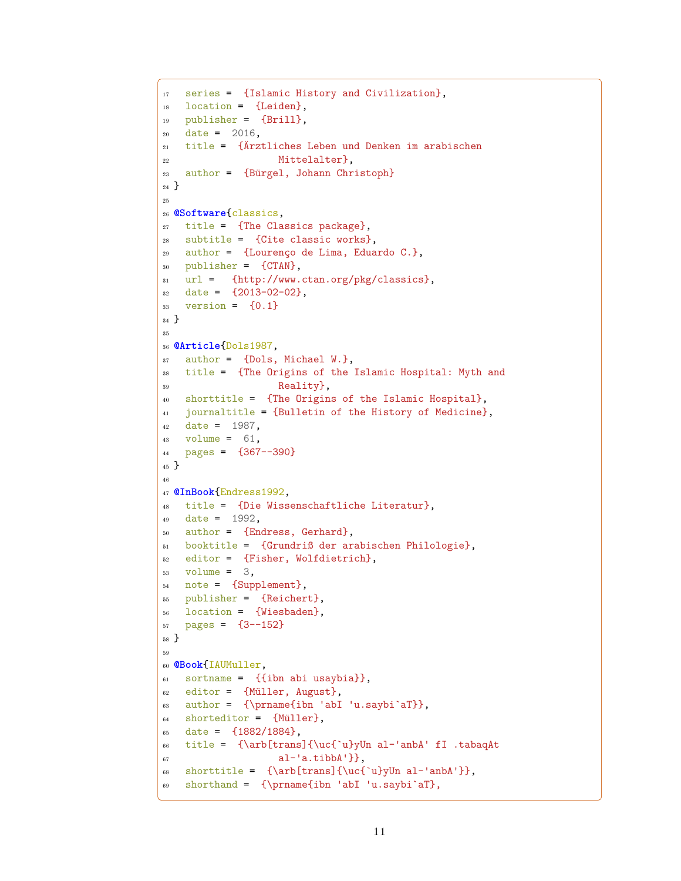```
  series =  {Islamic History and Civilization},
  location =  {Leiden},
  publisher =  {Brill},
  date =  2016,
  title =  {Ärztliches Leben und Denken im arabischen
                  Mittelalter},
  author =  {Bürgel, Johann Christoph}
}

@Software{classics,
  title =  {The Classics package},
  subtitle =  {Cite classic works},
  author =  {Lourenço de Lima, Eduardo C.},
  publisher =  {CTAN},
  url =   {http://www.ctan.org/pkg/classics},
  date =  {2013-02-02},
  version =  {0.1}
}

@Article{Dols1987,
  author =  {Dols, Michael W.},
  title =  {The Origins of the Islamic Hospital: Myth and
                  Reality},
  shorttitle =  {The Origins of the Islamic Hospital},
  journaltitle = {Bulletin of the History of Medicine},
  date =  1987,
  volume =  61,
  pages =  {367--390}
}

@InBook{Endress1992,
  title =  {Die Wissenschaftliche Literatur},
  date =  1992,
  author =  {Endress, Gerhard},
  booktitle =  {Grundriß der arabischen Philologie},
  editor =  {Fisher, Wolfdietrich},
  volume =  3,
  note =  {Supplement},
  publisher =  {Reichert},
  location =  {Wiesbaden},
  pages =  {3--152}
}

@Book{IAUMuller,
  sortname =  {{ibn abi usaybia}},
  editor =  {Müller, August},
  author =  {\prname{ibn 'abI 'u.saybi`aT}},
  shorteditor =  {Müller},
  date =  {1882/1884},
  title =  {\arb[trans]{\uc{`u}yUn al-'anbA' fI .tabaqAt
                  al-'a.tibbA'}},
  shorttitle =  {\arb[trans]{\uc{`u}yUn al-'anbA'}},
  shorthand =  {\prname{ibn 'abI 'u.saybi`aT},
```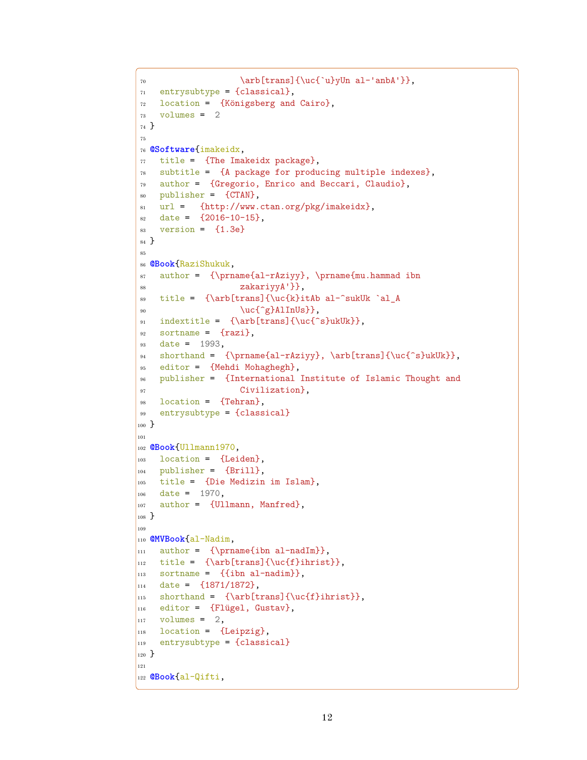```
                  \arb[trans]{\uc{`u}yUn al-'anbA'}},
  entrysubtype = {classical},
  location =  {Königsberg and Cairo},
  volumes =  2
}

@Software{imakeidx,
  title =  {The Imakeidx package},
  subtitle =  {A package for producing multiple indexes},
  author =  {Gregorio, Enrico and Beccari, Claudio},
  publisher =  {CTAN},
  url =   {http://www.ctan.org/pkg/imakeidx},
  date =  {2016-10-15},
  version =  {1.3e}
}

@Book{RaziShukuk,
  author =  {\prname{al-rAziyy}, \prname{mu.hammad ibn
                  zakariyyA'}},
  title =  {\arb[trans]{\uc{k}itAb al-^sukUk `al_A
                  \uc{^g}AlInUs}},
  indextitle =  {\arb[trans]{\uc{^s}ukUk}},
  sortname =  {razi},
  date =  1993,
  shorthand =  {\prname{al-rAziyy}, \arb[trans]{\uc{^s}ukUk}},
  editor =  {Mehdi Mohaghegh},
  publisher =  {International Institute of Islamic Thought and
                  Civilization},
  location =  {Tehran},
  entrysubtype = {classical}
}

@Book{Ullmann1970,
  location =  {Leiden},
  publisher =  {Brill},
  title =  {Die Medizin im Islam},
  date =  1970,
  author =  {Ullmann, Manfred},
}

@MVBook{al-Nadim,
  author =  {\prname{ibn al-nadIm}},
  title =  {\arb[trans]{\uc{f}ihrist}},
  sortname =  {{ibn al-nadim}},
  date =  {1871/1872},
  shorthand =  {\arb[trans]{\uc{f}ihrist}},
  editor =  {Flügel, Gustav},
  volumes =  2,
  location =  {Leipzig},
  entrysubtype = {classical}
}

@Book{al-Qifti,
```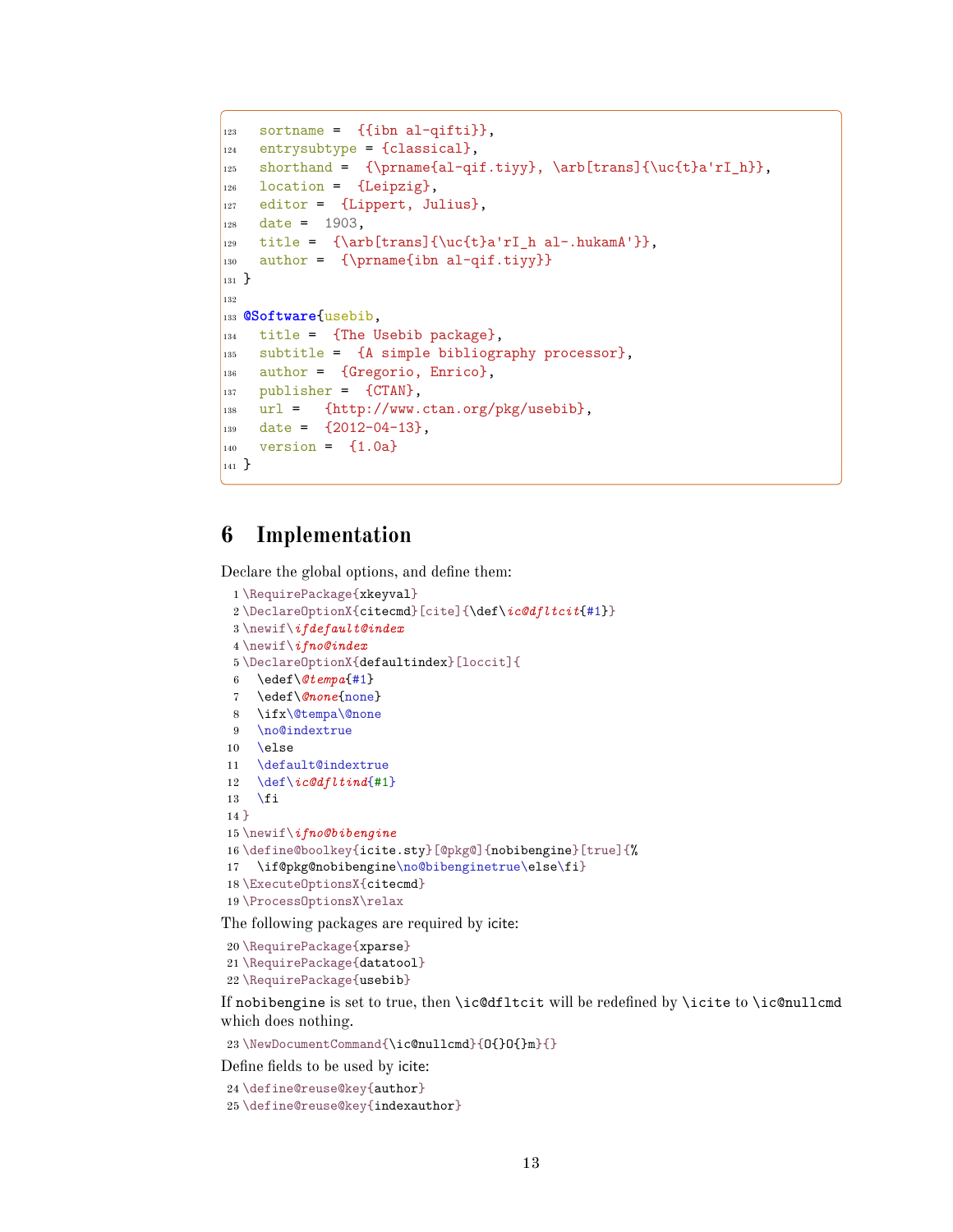```
123   sortname =  {{ibn al-qifti}},
124   entrysubtype = {classical},
125   shorthand =  {\prname{al-qif.tiyy}, \arb[trans]{\uc{t}a'rI_h}},
126   location =  {Leipzig},
127   editor =  {Lippert, Julius},
128   date =  1903,
129   title =  {\arb[trans]{\uc{t}a'rI_h al-.hukamA'}},
130   author =  {\prname{ibn al-qif.tiyy}}
131 }
132
133 @Software{usebib,
134   title =  {The Usebib package},
135   subtitle =  {A simple bibliography processor},
136   author =  {Gregorio, Enrico},
137   publisher =  {CTAN},
138   url =   {http://www.ctan.org/pkg/usebib},
139   date =  {2012-04-13},
140   version =  {1.0a}
141 }
```

## 6 Implementation

Declare the global options, and define them:

```
1 \RequirePackage{xkeyval}
2 \DeclareOptionX{citecmd}[cite]{\def\ic@dfltcit{#1}}
3 \newif\ifdefault@index
4 \newif\ifno@index
5 \DeclareOptionX{defaultindex}[loccit]{
6   \edef\@tempa{#1}
7   \edef\@none{none}
8   \ifx\@tempa\@none
9   \no@indextrue
10  \else
11  \default@indextrue
12  \def\ic@dfltind{#1}
13  \fi
14 }
15 \newif\ifno@bibengine
16 \define@boolkey{icite.sty}[@pkg@]{nobibengine}[true]{%
17   \if@pkg@nobibengine\no@bibenginetrue\else\fi}
18 \ExecuteOptionsX{citecmd}
19 \ProcessOptionsX\relax
```

The following packages are required by icite:

```
20 \RequirePackage{xparse}
21 \RequirePackage{datatool}
22 \RequirePackage{usebib}
```

If nobibengine is set to true, then \ic@dfltcit will be redefined by \icite to \ic@nullcmd which does nothing.

```
23 \NewDocumentCommand{\ic@nullcmd}{O{}O{}m}{}
```

Define fields to be used by icite:

```
24 \define@reuse@key{author}
25 \define@reuse@key{indexauthor}
```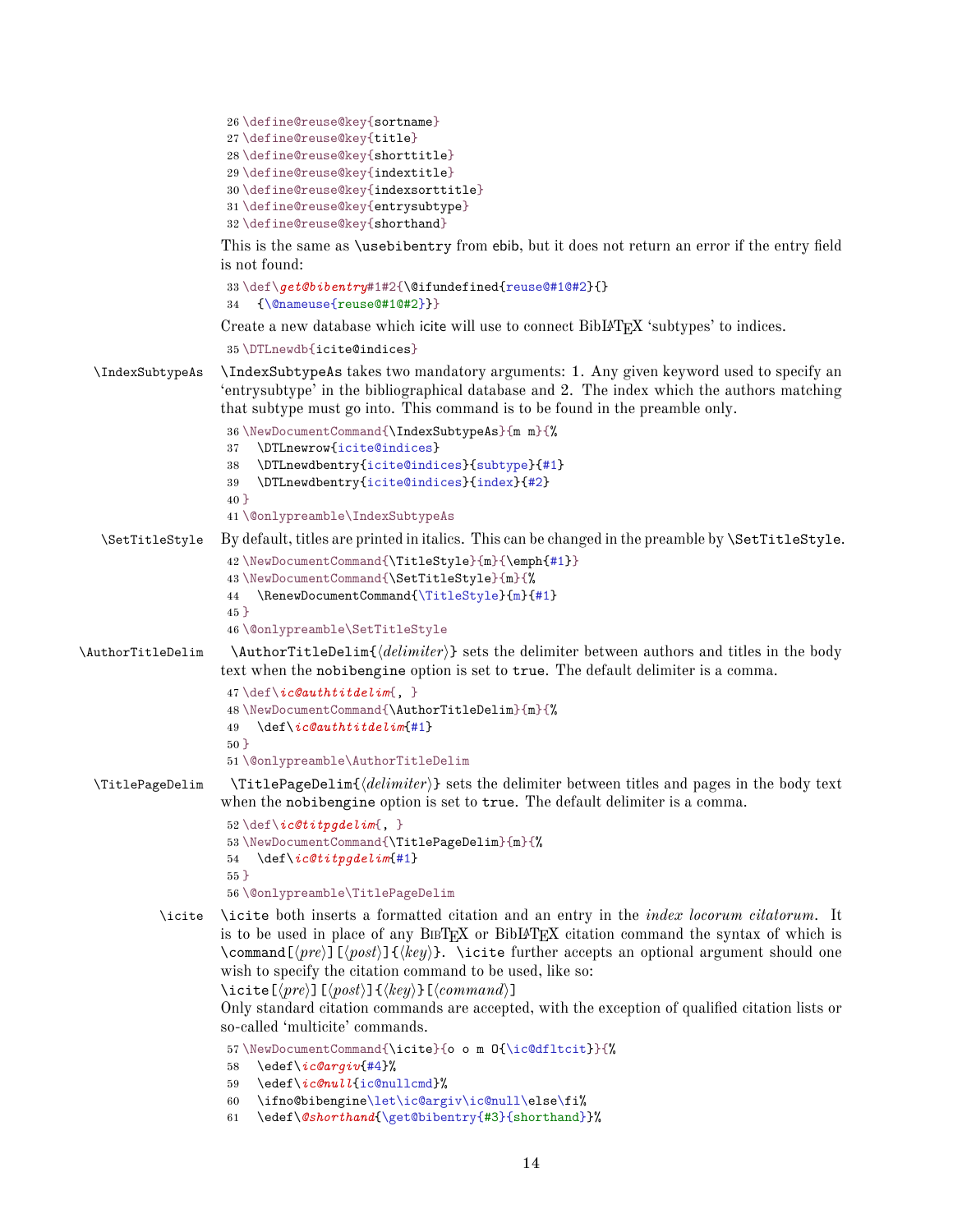```
26 \define@reuse@key{sortname}
27 \define@reuse@key{title}
28 \define@reuse@key{shorttitle}
29 \define@reuse@key{indextitle}
30 \define@reuse@key{indexsorttitle}
31 \define@reuse@key{entrysubtype}
32 \define@reuse@key{shorthand}
```

This is the same as `\usebibentry` from ebib, but it does not return an error if the entry field is not found:

```
33 \def\get@bibentry#1#2{\@ifundefined{reuse@#1@#2}{}
34   {\@nameuse{reuse@#1@#2}}}
```

Create a new database which icite will use to connect BibLaTeX 'subtypes' to indices.

```
35 \DTLnewdb{icite@indices}
```

`\IndexSubtypeAs`

`\IndexSubtypeAs` takes two mandatory arguments: 1. Any given keyword used to specify an 'entrysubtype' in the bibliographical database and 2. The index which the authors matching that subtype must go into. This command is to be found in the preamble only.

```
36 \NewDocumentCommand{\IndexSubtypeAs}{m m}{%
37   \DTLnewrow{icite@indices}
38   \DTLnewdbentry{icite@indices}{subtype}{#1}
39   \DTLnewdbentry{icite@indices}{index}{#2}
40 }
41 \@onlypreamble\IndexSubtypeAs
```

`\SetTitleStyle`

By default, titles are printed in italics. This can be changed in the preamble by `\SetTitleStyle`.

```
42 \NewDocumentCommand{\TitleStyle}{m}{\emph{#1}}
43 \NewDocumentCommand{\SetTitleStyle}{m}{%
44   \RenewDocumentCommand{\TitleStyle}{m}{#1}
45 }
46 \@onlypreamble\SetTitleStyle
```

`\AuthorTitleDelim`

`\AuthorTitleDelim{⟨delimiter⟩}` sets the delimiter between authors and titles in the body text when the `nobibengine` option is set to `true`. The default delimiter is a comma.

```
47 \def\ic@authtitdelim{, }
48 \NewDocumentCommand{\AuthorTitleDelim}{m}{%
49   \def\ic@authtitdelim{#1}
50 }
51 \@onlypreamble\AuthorTitleDelim
```

`\TitlePageDelim`

`\TitlePageDelim{⟨delimiter⟩}` sets the delimiter between titles and pages in the body text when the `nobibengine` option is set to `true`. The default delimiter is a comma.

```
52 \def\ic@titpgdelim{, }
53 \NewDocumentCommand{\TitlePageDelim}{m}{%
54   \def\ic@titpgdelim{#1}
55 }
56 \@onlypreamble\TitlePageDelim
```

`\icite`

`\icite` both inserts a formatted citation and an entry in the *index locorum citatorum*. It is to be used in place of any BibTeX or BibLaTeX citation command the syntax of which is `\command[⟨pre⟩][⟨post⟩]{⟨key⟩}`. `\icite` further accepts an optional argument should one wish to specify the citation command to be used, like so:
`\icite[⟨pre⟩][⟨post⟩]{⟨key⟩}[⟨command⟩]`
Only standard citation commands are accepted, with the exception of qualified citation lists or so-called 'multicite' commands.

```
57 \NewDocumentCommand{\icite}{o o m O{\ic@dfltcit}}{%
58   \edef\ic@argiv{#4}%
59   \edef\ic@null{ic@nullcmd}%
60   \ifno@bibengine\let\ic@argiv\ic@null\else\fi%
61   \edef\@shorthand{\get@bibentry{#3}{shorthand}}%
```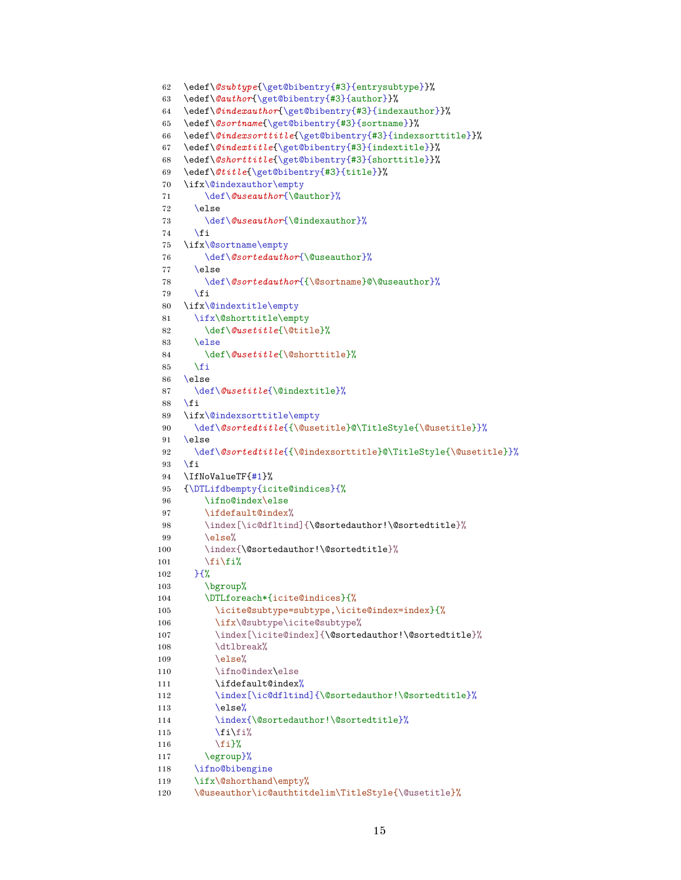```
62 \edef\@subtype{\get@bibentry{#3}{entrysubtype}}%
63 \edef\@author{\get@bibentry{#3}{author}}%
64 \edef\@indexauthor{\get@bibentry{#3}{indexauthor}}%
65 \edef\@sortname{\get@bibentry{#3}{sortname}}%
66 \edef\@indexsorttitle{\get@bibentry{#3}{indexsorttitle}}%
67 \edef\@indextitle{\get@bibentry{#3}{indextitle}}%
68 \edef\@shorttitle{\get@bibentry{#3}{shorttitle}}%
69 \edef\@title{\get@bibentry{#3}{title}}%
70 \ifx\@indexauthor\empty
71     \def\@useauthor{\@author}%
72   \else
73     \def\@useauthor{\@indexauthor}%
74   \fi
75 \ifx\@sortname\empty
76     \def\@sortedauthor{\@useauthor}%
77   \else
78     \def\@sortedauthor{{\@sortname}@\@useauthor}%
79   \fi
80 \ifx\@indextitle\empty
81   \ifx\@shorttitle\empty
82     \def\@usetitle{\@title}%
83   \else
84     \def\@usetitle{\@shorttitle}%
85   \fi
86 \else
87   \def\@usetitle{\@indextitle}%
88 \fi
89 \ifx\@indexsorttitle\empty
90   \def\@sortedtitle{{\@usetitle}@\TitleStyle{\@usetitle}}%
91 \else
92   \def\@sortedtitle{{\@indexsorttitle}@\TitleStyle{\@usetitle}}%
93 \fi
94 \IfNoValueTF{#1}%
95 {\DTLifdbempty{icite@indices}{%
96     \ifno@index\else
97     \ifdefault@index%
98     \index[\ic@dfltind]{\@sortedauthor!\@sortedtitle}%
99     \else%
100    \index{\@sortedauthor!\@sortedtitle}%
101    \fi\fi%
102  }{%
103    \bgroup%
104    \DTLforeach*{icite@indices}{%
105      \icite@subtype=subtype,\icite@index=index}{%
106      \ifx\@subtype\icite@subtype%
107      \index[\icite@index]{\@sortedauthor!\@sortedtitle}%
108      \dtlbreak%
109      \else%
110      \ifno@index\else
111      \ifdefault@index%
112      \index[\ic@dfltind]{\@sortedauthor!\@sortedtitle}%
113      \else%
114      \index{\@sortedauthor!\@sortedtitle}%
115      \fi\fi%
116      \fi}%
117    \egroup}%
118  \ifno@bibengine
119  \ifx\@shorthand\empty%
120  \@useauthor\ic@authtitdelim\TitleStyle{\@usetitle}%
```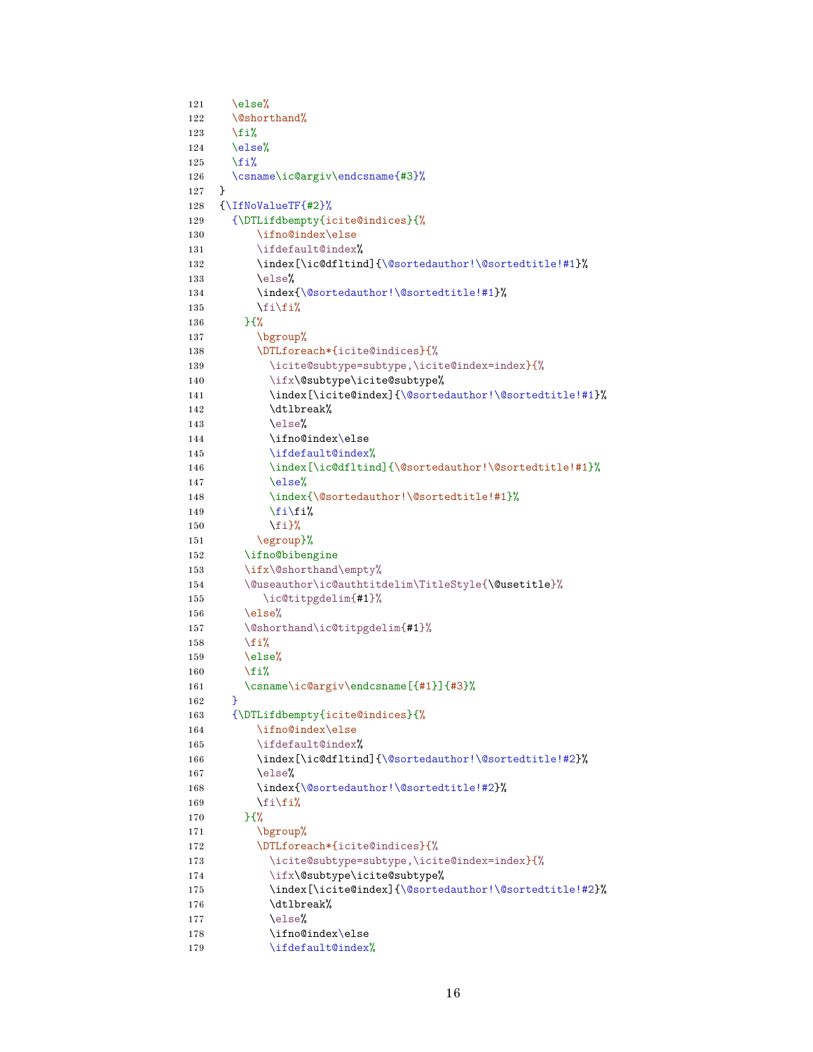```
121   \else%
122   \@shorthand%
123   \fi%
124   \else%
125   \fi%
126   \csname\ic@argiv\endcsname{#3}%
127 }
128 {\IfNoValueTF{#2}%
129   {\DTLifdbempty{icite@indices}{%
130       \ifno@index\else
131       \ifdefault@index%
132       \index[\ic@dfltind]{\@sortedauthor!\@sortedtitle!#1}%
133       \else%
134       \index{\@sortedauthor!\@sortedtitle!#1}%
135       \fi\fi%
136     }{%
137       \bgroup%
138       \DTLforeach*{icite@indices}{%
139         \icite@subtype=subtype,\icite@index=index}{%
140         \ifx\@subtype\icite@subtype%
141         \index[\icite@index]{\@sortedauthor!\@sortedtitle!#1}%
142         \dtlbreak%
143         \else%
144         \ifno@index\else
145         \ifdefault@index%
146         \index[\ic@dfltind]{\@sortedauthor!\@sortedtitle!#1}%
147         \else%
148         \index{\@sortedauthor!\@sortedtitle!#1}%
149         \fi\fi%
150         \fi}%
151       \egroup}%
152     \ifno@bibengine
153     \ifx\@shorthand\empty%
154     \@useauthor\ic@authtitdelim\TitleStyle{\@usetitle}%
155        \ic@titpgdelim{#1}%
156     \else%
157     \@shorthand\ic@titpgdelim{#1}%
158     \fi%
159     \else%
160     \fi%
161     \csname\ic@argiv\endcsname[{#1}]{#3}%
162   }
163   {\DTLifdbempty{icite@indices}{%
164       \ifno@index\else
165       \ifdefault@index%
166       \index[\ic@dfltind]{\@sortedauthor!\@sortedtitle!#2}%
167       \else%
168       \index{\@sortedauthor!\@sortedtitle!#2}%
169       \fi\fi%
170     }{%
171       \bgroup%
172       \DTLforeach*{icite@indices}{%
173         \icite@subtype=subtype,\icite@index=index}{%
174         \ifx\@subtype\icite@subtype%
175         \index[\icite@index]{\@sortedauthor!\@sortedtitle!#2}%
176         \dtlbreak%
177         \else%
178         \ifno@index\else
179         \ifdefault@index%
```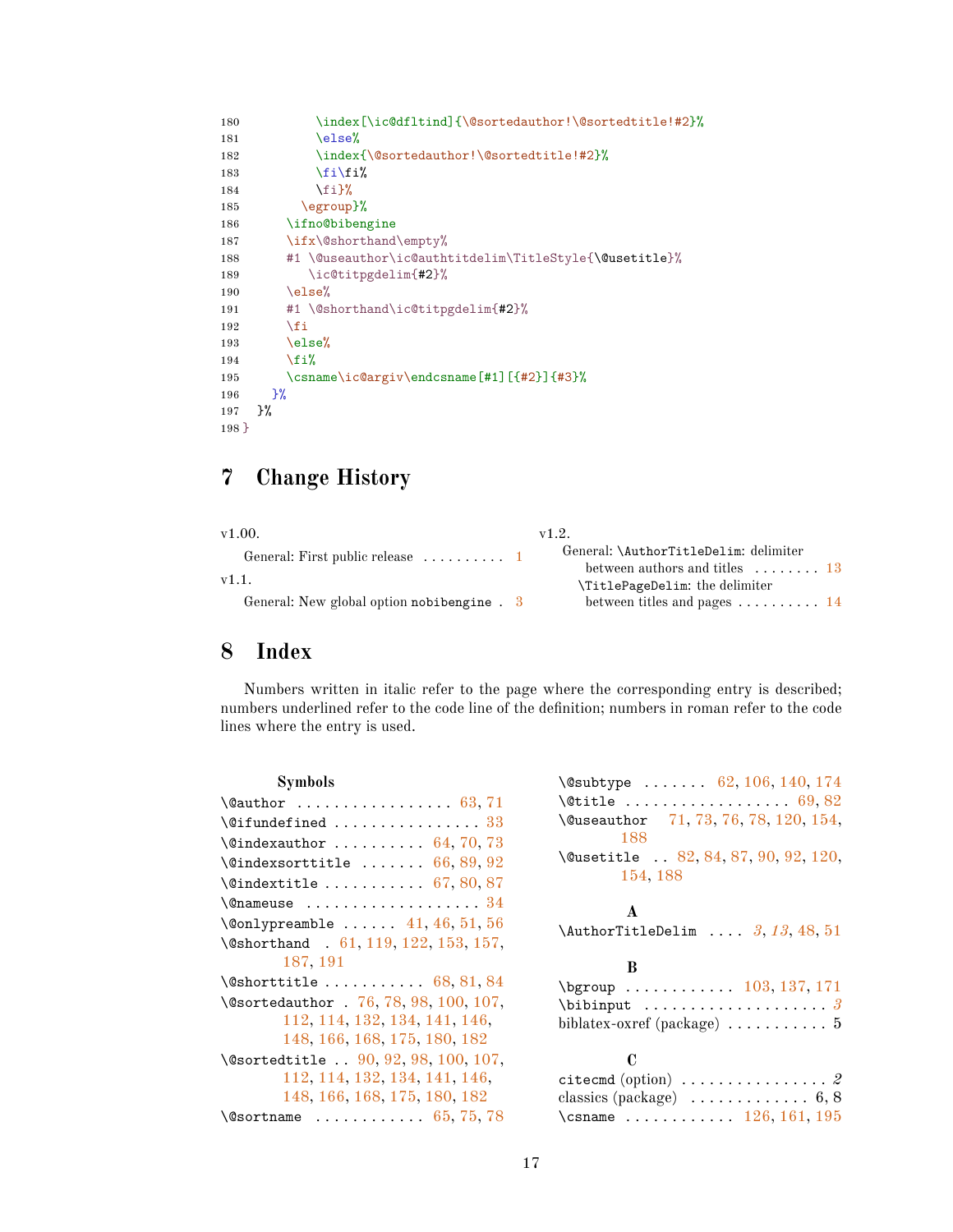```
180           \index[\ic@dfltind]{\@sortedauthor!\@sortedtitle!#2}%
181           \else%
182           \index{\@sortedauthor!\@sortedtitle!#2}%
183           \fi\fi%
184           \fi}%
185         \egroup}%
186       \ifno@bibengine
187       \ifx\@shorthand\empty%
188       #1 \@useauthor\ic@authtitdelim\TitleStyle{\@usetitle}%
189          \ic@titpgdelim{#2}%
190       \else%
191       #1 \@shorthand\ic@titpgdelim{#2}%
192       \fi
193       \else%
194       \fi%
195       \csname\ic@argiv\endcsname[#1][{#2}]{#3}%
196     }%
197   }%
198 }
```

## 7 Change History

v1.00.

General: First public release . . . . . . . . . . 1

v1.1.

General: New global option `nobibengine` . 3

v1.2.

General: `\AuthorTitleDelim`: delimiter between authors and titles . . . . . . . . 13

`\TitlePageDelim`: the delimiter between titles and pages . . . . . . . . . . 14

## 8 Index

Numbers written in italic refer to the page where the corresponding entry is described; numbers underlined refer to the code line of the definition; numbers in roman refer to the code lines where the entry is used.

**Symbols**

`\@author` . . . . . . . . . . . . . . . . . 63, 71
`\@ifundefined` . . . . . . . . . . . . . . . . 33
`\@indexauthor` . . . . . . . . . . 64, 70, 73
`\@indexsorttitle` . . . . . . . 66, 89, 92
`\@indextitle` . . . . . . . . . . . 67, 80, 87
`\@nameuse` . . . . . . . . . . . . . . . . . . . 34
`\@onlypreamble` . . . . . . 41, 46, 51, 56
`\@shorthand` . 61, 119, 122, 153, 157, 187, 191
`\@shorttitle` . . . . . . . . . . . 68, 81, 84
`\@sortedauthor` . 76, 78, 98, 100, 107, 112, 114, 132, 134, 141, 146, 148, 166, 168, 175, 180, 182
`\@sortedtitle` . . 90, 92, 98, 100, 107, 112, 114, 132, 134, 141, 146, 148, 166, 168, 175, 180, 182
`\@sortname` . . . . . . . . . . . . 65, 75, 78
`\@subtype` . . . . . . . 62, 106, 140, 174
`\@title` . . . . . . . . . . . . . . . . . . 69, 82
`\@useauthor` 71, 73, 76, 78, 120, 154, 188
`\@usetitle` . . 82, 84, 87, 90, 92, 120, 154, 188

**A**

`\AuthorTitleDelim` . . . . *3*, *13*, 48, 51

**B**

`\bgroup` . . . . . . . . . . . . 103, 137, 171
`\bibinput` . . . . . . . . . . . . . . . . . . . . *3*
biblatex-oxref (package) . . . . . . . . . . . 5

**C**

`citecmd` (option) . . . . . . . . . . . . . . . . *2*
classics (package) . . . . . . . . . . . . . 6, 8
`\csname` . . . . . . . . . . . . 126, 161, 195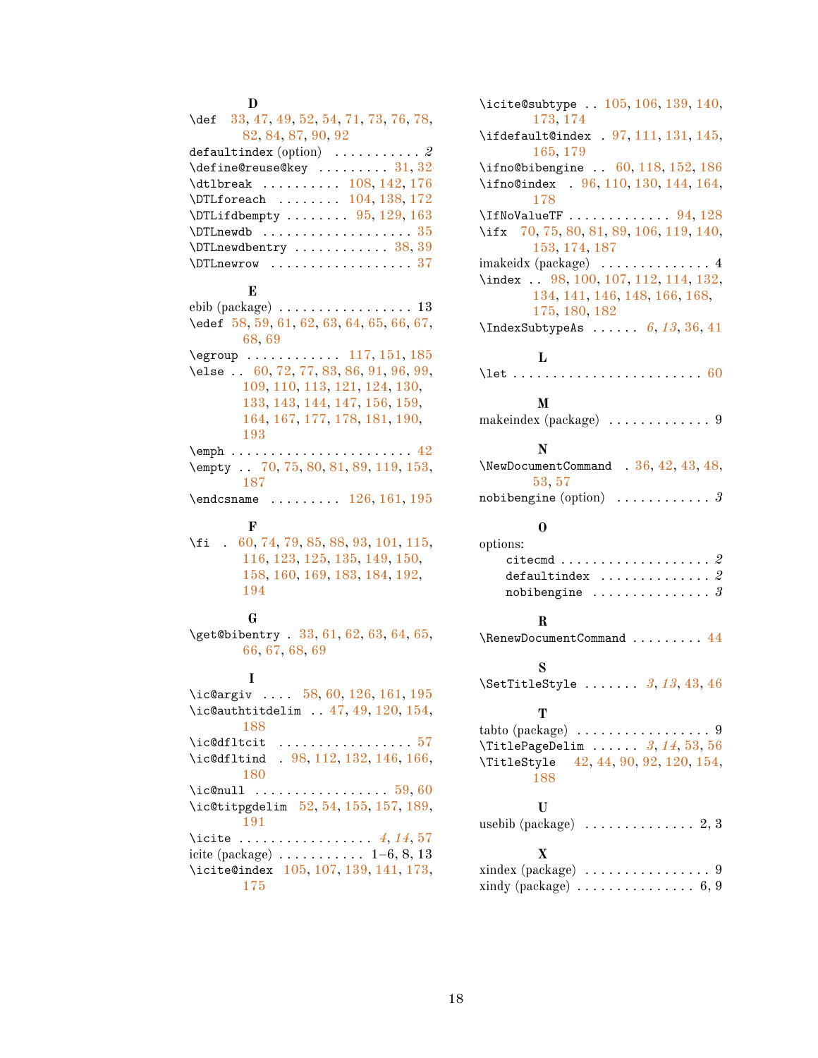**D**

\def 33, 47, 49, 52, 54, 71, 73, 76, 78, 82, 84, 87, 90, 92
defaultindex (option) . . . . . . . . . . . *2*
\define@reuse@key . . . . . . . . . 31, 32
\dtlbreak . . . . . . . . . . 108, 142, 176
\DTLforeach . . . . . . . . 104, 138, 172
\DTLifdbempty . . . . . . . . 95, 129, 163
\DTLnewdb . . . . . . . . . . . . . . . . . . . 35
\DTLnewdbentry . . . . . . . . . . . . 38, 39
\DTLnewrow . . . . . . . . . . . . . . . . . . 37

**E**

ebib (package) . . . . . . . . . . . . . . . . . 13
\edef 58, 59, 61, 62, 63, 64, 65, 66, 67, 68, 69
\egroup . . . . . . . . . . . . 117, 151, 185
\else . . 60, 72, 77, 83, 86, 91, 96, 99, 109, 110, 113, 121, 124, 130, 133, 143, 144, 147, 156, 159, 164, 167, 177, 178, 181, 190, 193
\emph . . . . . . . . . . . . . . . . . . . . . . . 42
\empty . . 70, 75, 80, 81, 89, 119, 153, 187
\endcsname . . . . . . . . . 126, 161, 195

**F**

\fi . 60, 74, 79, 85, 88, 93, 101, 115, 116, 123, 125, 135, 149, 150, 158, 160, 169, 183, 184, 192, 194

**G**

\get@bibentry . 33, 61, 62, 63, 64, 65, 66, 67, 68, 69

**I**

\ic@argiv . . . . 58, 60, 126, 161, 195
\ic@authtitdelim . . 47, 49, 120, 154, 188
\ic@dfltcit . . . . . . . . . . . . . . . . . 57
\ic@dfltind . 98, 112, 132, 146, 166, 180
\ic@null . . . . . . . . . . . . . . . . . 59, 60
\ic@titpgdelim 52, 54, 155, 157, 189, 191
\icite . . . . . . . . . . . . . . . . . *4*, *14*, 57
icite (package) . . . . . . . . . . . 1–6, 8, 13
\icite@index 105, 107, 139, 141, 173, 175
\icite@subtype . . 105, 106, 139, 140, 173, 174
\ifdefault@index . 97, 111, 131, 145, 165, 179
\ifno@bibengine . . 60, 118, 152, 186
\ifno@index . 96, 110, 130, 144, 164, 178
\IfNoValueTF . . . . . . . . . . . . . 94, 128
\ifx 70, 75, 80, 81, 89, 106, 119, 140, 153, 174, 187
imakeidx (package) . . . . . . . . . . . . . 4
\index . . 98, 100, 107, 112, 114, 132, 134, 141, 146, 148, 166, 168, 175, 180, 182
\IndexSubtypeAs . . . . . . *6*, *13*, 36, 41

**L**

\let . . . . . . . . . . . . . . . . . . . . . . . . 60

**M**

makeindex (package) . . . . . . . . . . . . . 9

**N**

\NewDocumentCommand . 36, 42, 43, 48, 53, 57
nobibengine (option) . . . . . . . . . . . . *3*

**O**

options:
- citecmd . . . . . . . . . . . . . . . . . . . *2*
- defaultindex . . . . . . . . . . . . . . *2*
- nobibengine . . . . . . . . . . . . . . . *3*

**R**

\RenewDocumentCommand . . . . . . . . . 44

**S**

\SetTitleStyle . . . . . . . *3*, *13*, 43, 46

**T**

tabto (package) . . . . . . . . . . . . . . . . . 9
\TitlePageDelim . . . . . . *3*, *14*, 53, 56
\TitleStyle 42, 44, 90, 92, 120, 154, 188

**U**

usebib (package) . . . . . . . . . . . . . . 2, 3

**X**

xindex (package) . . . . . . . . . . . . . . . . 9
xindy (package) . . . . . . . . . . . . . . . 6, 9